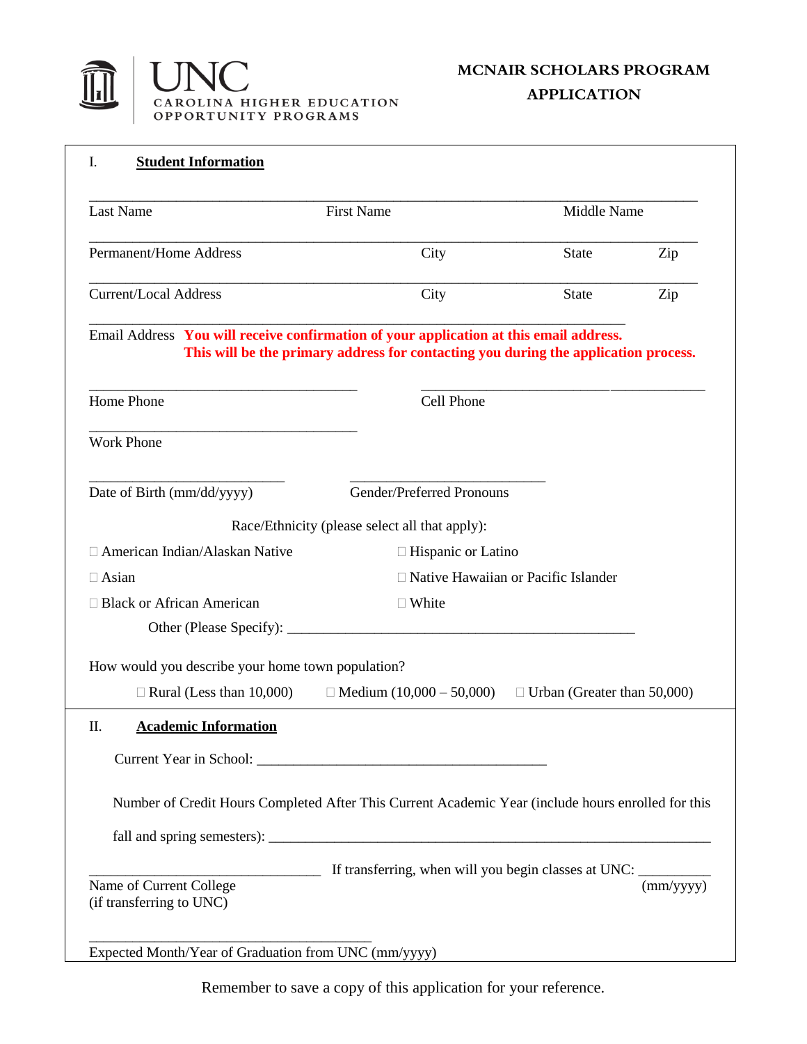UNC CAROLINA HIGHER EDUCATION OPPORTUNITY PROGRAMS

# MCNAIR SCHOLARS PROGRAM APPLICATION

## I. Student Information

______________________________________________________________________________

Last Name First Name Middle Name

______________________________________________________________________________

Permanent/Home Address City State Zip

______________________________________________________________________________

Current/Local Address City State Zip

____________________________________________________________________

Email Address **You will receive confirmation of your application at this email address. This will be the primary address for contacting you during the application process.**

__________________________________ ______________________________________

Home Phone Cell Phone

__________________________________

Work Phone

_________________________ _________________________

Date of Birth (mm/dd/yyyy) Gender/Preferred Pronouns

Race/Ethnicity (please select all that apply):

- ☐ American Indian/Alaskan Native
- ☐ Hispanic or Latino
- ☐ Asian
- ☐ Native Hawaiian or Pacific Islander
- ☐ Black or African American
- ☐ White

Other (Please Specify): ____________________________________________

How would you describe your home town population?

☐ Rural (Less than 10,000) ☐ Medium (10,000 – 50,000) ☐ Urban (Greater than 50,000)

## II. Academic Information

Current Year in School: _____________________________________

Number of Credit Hours Completed After This Current Academic Year (include hours enrolled for this fall and spring semesters): _____________________________________________________

_____________________________ If transferring, when will you begin classes at UNC: _________

Name of Current College (if transferring to UNC) (mm/yyyy)

____________________________________

Expected Month/Year of Graduation from UNC (mm/yyyy)

Remember to save a copy of this application for your reference.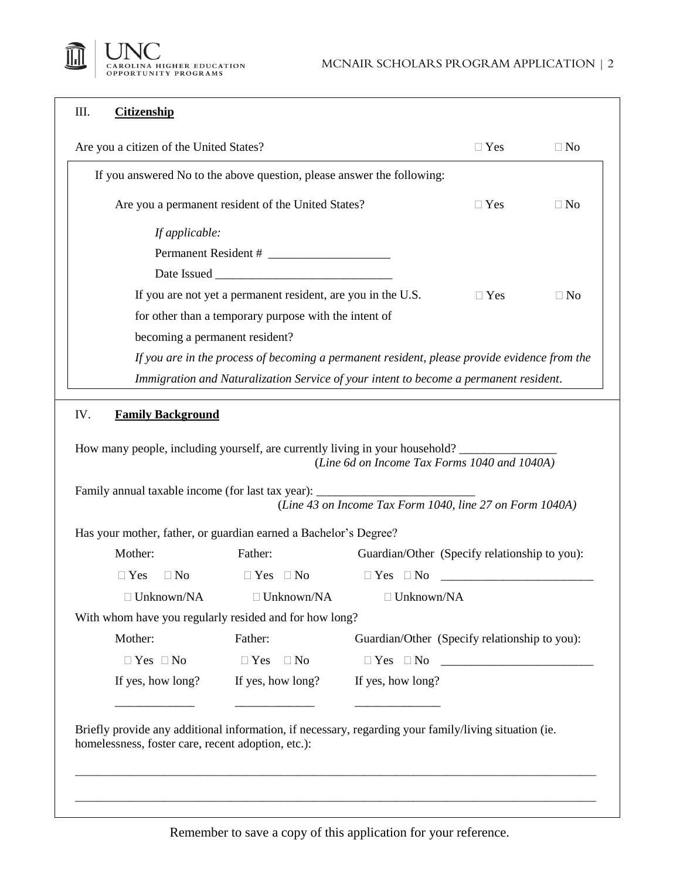## III. **Citizenship**

Are you a citizen of the United States? □ Yes □ No

If you answered No to the above question, please answer the following:

Are you a permanent resident of the United States? □ Yes □ No

*If applicable:*

Permanent Resident # ____________________

Date Issued ______________________________

If you are not yet a permanent resident, are you in the U.S. for other than a temporary purpose with the intent of becoming a permanent resident? □ Yes □ No

*If you are in the process of becoming a permanent resident, please provide evidence from the Immigration and Naturalization Service of your intent to become a permanent resident.*

## IV. **Family Background**

How many people, including yourself, are currently living in your household? ________________
(*Line 6d on Income Tax Forms 1040 and 1040A)*

Family annual taxable income (for last tax year): __________________________
(*Line 43 on Income Tax Form 1040, line 27 on Form 1040A)*

Has your mother, father, or guardian earned a Bachelor's Degree?

| Mother: | Father: | Guardian/Other (Specify relationship to you): |
|---|---|---|
| □ Yes □ No | □ Yes □ No | □ Yes □ No _________________________ |
| □ Unknown/NA | □ Unknown/NA | □ Unknown/NA |

With whom have you regularly resided and for how long?

| Mother: | Father: | Guardian/Other (Specify relationship to you): |
|---|---|---|
| □ Yes □ No | □ Yes □ No | □ Yes □ No _________________________ |
| If yes, how long? | If yes, how long? | If yes, how long? |
| _____________ | _____________ | ______________ |

Briefly provide any additional information, if necessary, regarding your family/living situation (ie. homelessness, foster care, recent adoption, etc.):

_______________________________________________________________________________________

_______________________________________________________________________________________

Remember to save a copy of this application for your reference.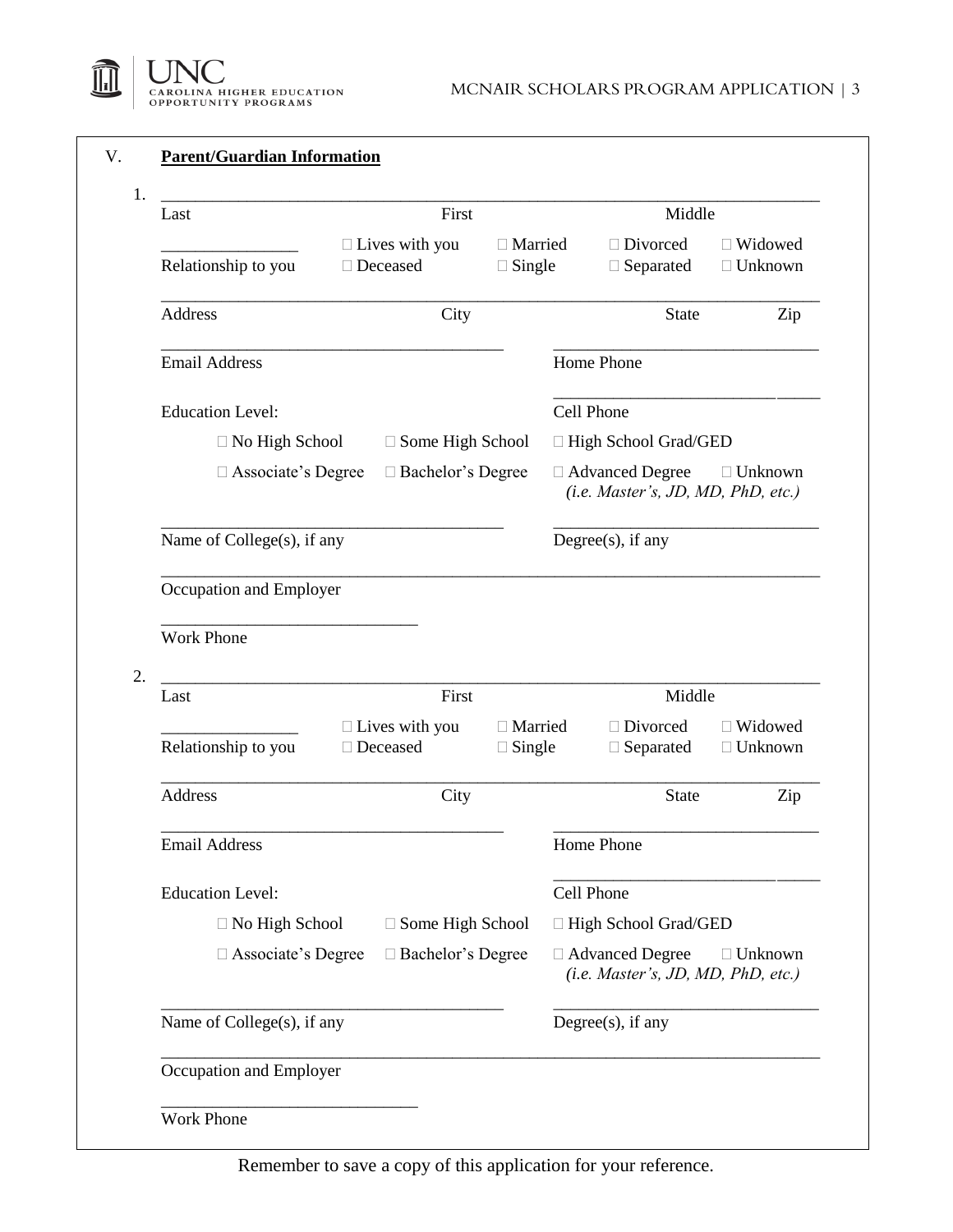## V. Parent/Guardian Information

1\. \_\_\_\_\_\_\_\_\_\_\_\_\_\_\_\_\_\_\_\_\_\_\_\_\_\_\_\_\_\_\_\_\_\_\_\_\_\_\_\_\_\_\_\_\_\_\_\_\_\_\_\_\_\_\_\_\_\_\_\_\_\_\_\_\_\_\_\_\_\_\_\_\_\_\_\_\_\_\_\_

Last First Middle

\_\_\_\_\_\_\_\_\_\_\_\_\_\_\_\_ ☐ Lives with you ☐ Married ☐ Divorced ☐ Widowed

Relationship to you ☐ Deceased ☐ Single ☐ Separated ☐ Unknown

\_\_\_\_\_\_\_\_\_\_\_\_\_\_\_\_\_\_\_\_\_\_\_\_\_\_\_\_\_\_\_\_\_\_\_\_\_\_\_\_\_\_\_\_\_\_\_\_\_\_\_\_\_\_\_\_\_\_\_\_\_\_\_\_\_\_\_\_\_\_\_\_\_\_\_\_\_\_\_\_

Address City State Zip

\_\_\_\_\_\_\_\_\_\_\_\_\_\_\_\_\_\_\_\_\_\_\_\_\_\_\_\_\_\_\_\_\_\_\_\_\_\_\_\_ \_\_\_\_\_\_\_\_\_\_\_\_\_\_\_\_\_\_\_\_\_\_\_\_\_\_\_\_\_\_\_\_

Email Address Home Phone

\_\_\_\_\_\_\_\_\_\_\_\_\_\_\_\_\_\_\_\_\_\_\_\_\_\_\_\_\_\_\_\_

Education Level: Cell Phone

☐ No High School ☐ Some High School ☐ High School Grad/GED

☐ Associate's Degree ☐ Bachelor's Degree ☐ Advanced Degree ☐ Unknown
*(i.e. Master's, JD, MD, PhD, etc.)*

\_\_\_\_\_\_\_\_\_\_\_\_\_\_\_\_\_\_\_\_\_\_\_\_\_\_\_\_\_\_\_\_\_\_\_\_\_\_\_\_ \_\_\_\_\_\_\_\_\_\_\_\_\_\_\_\_\_\_\_\_\_\_\_\_\_\_\_\_\_\_\_\_

Name of College(s), if any Degree(s), if any

\_\_\_\_\_\_\_\_\_\_\_\_\_\_\_\_\_\_\_\_\_\_\_\_\_\_\_\_\_\_\_\_\_\_\_\_\_\_\_\_\_\_\_\_\_\_\_\_\_\_\_\_\_\_\_\_\_\_\_\_\_\_\_\_\_\_\_\_\_\_\_\_\_\_\_\_\_\_\_\_

Occupation and Employer

\_\_\_\_\_\_\_\_\_\_\_\_\_\_\_\_\_\_\_\_\_\_\_\_\_\_\_\_\_\_

Work Phone

2\. \_\_\_\_\_\_\_\_\_\_\_\_\_\_\_\_\_\_\_\_\_\_\_\_\_\_\_\_\_\_\_\_\_\_\_\_\_\_\_\_\_\_\_\_\_\_\_\_\_\_\_\_\_\_\_\_\_\_\_\_\_\_\_\_\_\_\_\_\_\_\_\_\_\_\_\_\_\_\_\_

Last First Middle

\_\_\_\_\_\_\_\_\_\_\_\_\_\_\_\_ ☐ Lives with you ☐ Married ☐ Divorced ☐ Widowed

Relationship to you ☐ Deceased ☐ Single ☐ Separated ☐ Unknown

\_\_\_\_\_\_\_\_\_\_\_\_\_\_\_\_\_\_\_\_\_\_\_\_\_\_\_\_\_\_\_\_\_\_\_\_\_\_\_\_\_\_\_\_\_\_\_\_\_\_\_\_\_\_\_\_\_\_\_\_\_\_\_\_\_\_\_\_\_\_\_\_\_\_\_\_\_\_\_\_

Address City State Zip

\_\_\_\_\_\_\_\_\_\_\_\_\_\_\_\_\_\_\_\_\_\_\_\_\_\_\_\_\_\_\_\_\_\_\_\_\_\_\_\_ \_\_\_\_\_\_\_\_\_\_\_\_\_\_\_\_\_\_\_\_\_\_\_\_\_\_\_\_\_\_\_\_

Email Address Home Phone

\_\_\_\_\_\_\_\_\_\_\_\_\_\_\_\_\_\_\_\_\_\_\_\_\_\_\_\_\_\_\_\_

Education Level: Cell Phone

☐ No High School ☐ Some High School ☐ High School Grad/GED

☐ Associate's Degree ☐ Bachelor's Degree ☐ Advanced Degree ☐ Unknown
*(i.e. Master's, JD, MD, PhD, etc.)*

\_\_\_\_\_\_\_\_\_\_\_\_\_\_\_\_\_\_\_\_\_\_\_\_\_\_\_\_\_\_\_\_\_\_\_\_\_\_\_\_ \_\_\_\_\_\_\_\_\_\_\_\_\_\_\_\_\_\_\_\_\_\_\_\_\_\_\_\_\_\_\_\_

Name of College(s), if any Degree(s), if any

\_\_\_\_\_\_\_\_\_\_\_\_\_\_\_\_\_\_\_\_\_\_\_\_\_\_\_\_\_\_\_\_\_\_\_\_\_\_\_\_\_\_\_\_\_\_\_\_\_\_\_\_\_\_\_\_\_\_\_\_\_\_\_\_\_\_\_\_\_\_\_\_\_\_\_\_\_\_\_\_

Occupation and Employer

\_\_\_\_\_\_\_\_\_\_\_\_\_\_\_\_\_\_\_\_\_\_\_\_\_\_\_\_\_\_

Work Phone

Remember to save a copy of this application for your reference.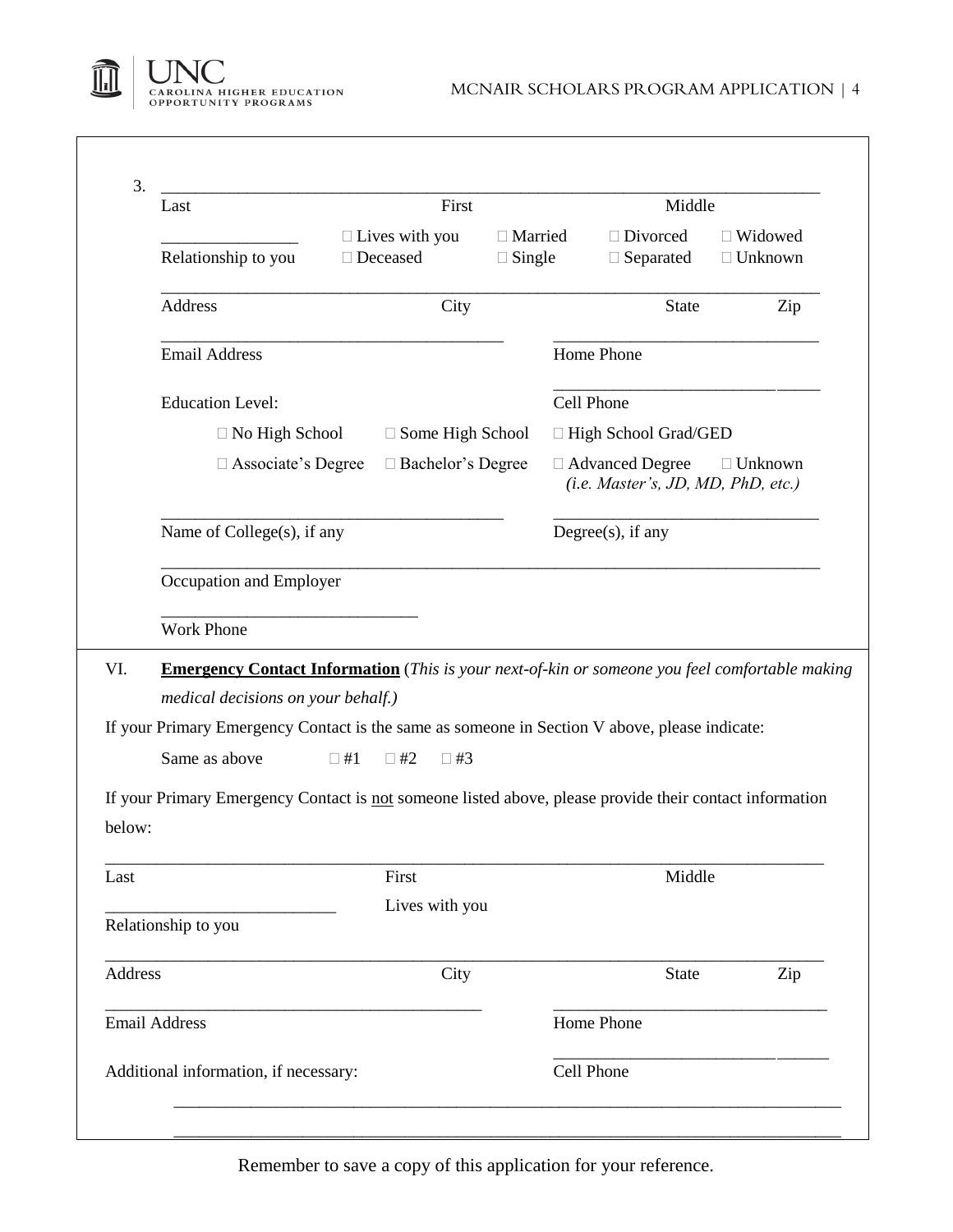3. ______________________________________________________________________________

Last | First | Middle

________________ Relationship to you

☐ Lives with you ☐ Married ☐ Divorced ☐ Widowed

☐ Deceased ☐ Single ☐ Separated ☐ Unknown

______________________________________________________________________________

Address | City | State | Zip

_________________________________________ _______________________________

Email Address | Home Phone

Education Level:

_______________________________

Cell Phone

☐ No High School ☐ Some High School ☐ High School Grad/GED

☐ Associate's Degree ☐ Bachelor's Degree ☐ Advanced Degree ☐ Unknown
*(i.e. Master's, JD, MD, PhD, etc.)*

_________________________________________ _______________________________

Name of College(s), if any | Degree(s), if any

______________________________________________________________________________

Occupation and Employer

______________________________

Work Phone

VI. **Emergency Contact Information** (*This is your next-of-kin or someone you feel comfortable making medical decisions on your behalf.)*

If your Primary Emergency Contact is the same as someone in Section V above, please indicate:

Same as above ☐ #1 ☐ #2 ☐ #3

If your Primary Emergency Contact is not someone listed above, please provide their contact information below:

______________________________________________________________________________

Last | First | Middle

___________________________ Lives with you

Relationship to you

______________________________________________________________________________

Address | City | State | Zip

_____________________________________________ _______________________________

Email Address | Home Phone

_______________________________

Additional information, if necessary: | Cell Phone

______________________________________________________________________________

______________________________________________________________________________

Remember to save a copy of this application for your reference.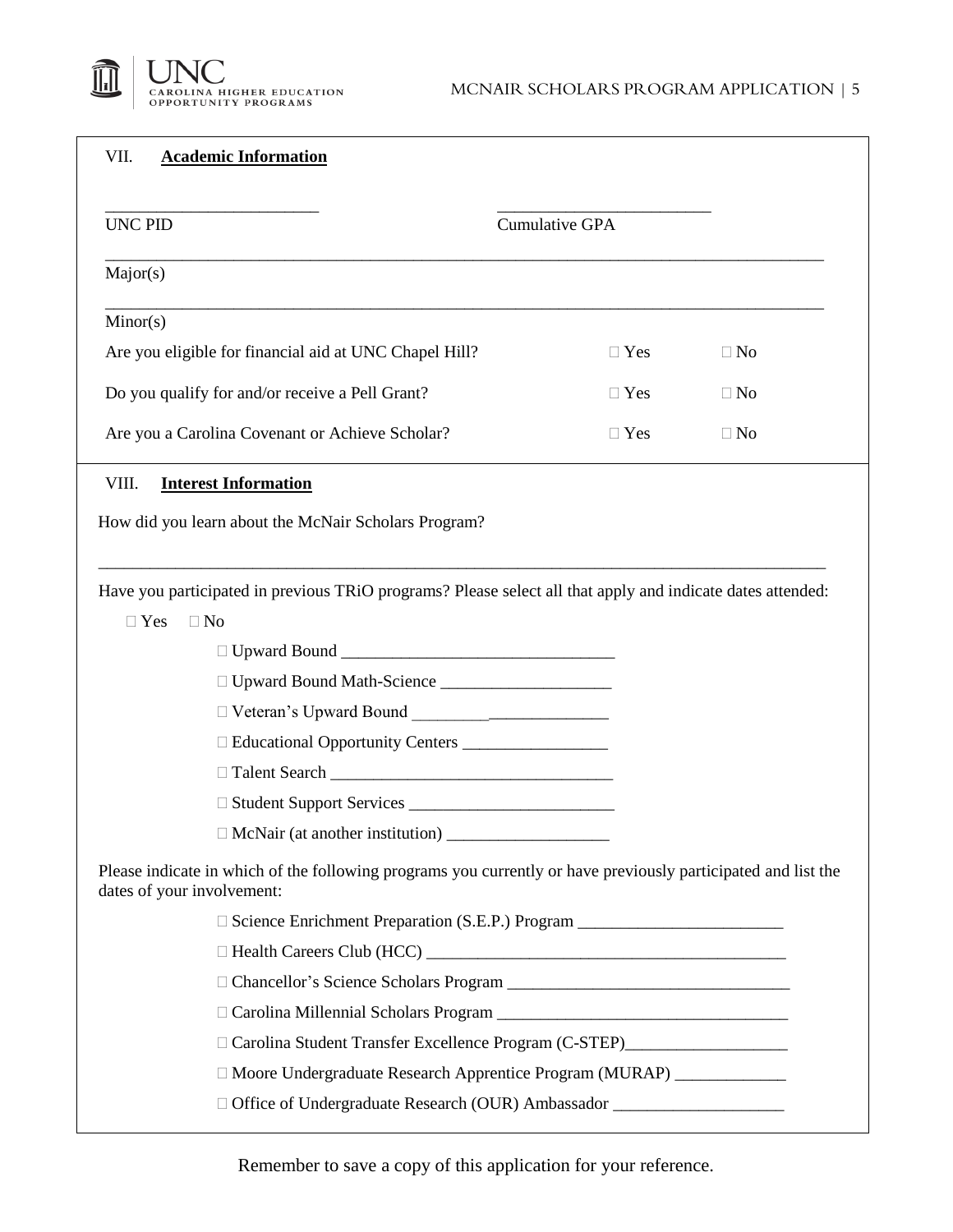## VII. **Academic Information**

\_\_\_\_\_\_\_\_\_\_\_\_\_\_\_\_\_\_\_\_\_\_\_\_\_ \_\_\_\_\_\_\_\_\_\_\_\_\_\_\_\_\_\_\_\_\_\_\_\_\_

UNC PID Cumulative GPA

\_\_\_\_\_\_\_\_\_\_\_\_\_\_\_\_\_\_\_\_\_\_\_\_\_\_\_\_\_\_\_\_\_\_\_\_\_\_\_\_\_\_\_\_\_\_\_\_\_\_\_\_\_\_\_\_\_\_\_\_\_\_\_\_\_\_\_\_\_\_\_\_\_\_\_\_\_\_\_\_\_\_\_\_

Major(s)

\_\_\_\_\_\_\_\_\_\_\_\_\_\_\_\_\_\_\_\_\_\_\_\_\_\_\_\_\_\_\_\_\_\_\_\_\_\_\_\_\_\_\_\_\_\_\_\_\_\_\_\_\_\_\_\_\_\_\_\_\_\_\_\_\_\_\_\_\_\_\_\_\_\_\_\_\_\_\_\_\_\_\_\_

Minor(s)

Are you eligible for financial aid at UNC Chapel Hill? ☐ Yes ☐ No

Do you qualify for and/or receive a Pell Grant? ☐ Yes ☐ No

Are you a Carolina Covenant or Achieve Scholar? ☐ Yes ☐ No

## VIII. **Interest Information**

How did you learn about the McNair Scholars Program?

\_\_\_\_\_\_\_\_\_\_\_\_\_\_\_\_\_\_\_\_\_\_\_\_\_\_\_\_\_\_\_\_\_\_\_\_\_\_\_\_\_\_\_\_\_\_\_\_\_\_\_\_\_\_\_\_\_\_\_\_\_\_\_\_\_\_\_\_\_\_\_\_\_\_\_\_\_\_\_\_\_\_\_\_

Have you participated in previous TRiO programs? Please select all that apply and indicate dates attended:

☐ Yes ☐ No

- ☐ Upward Bound \_\_\_\_\_\_\_\_\_\_\_\_\_\_\_\_\_\_\_\_\_\_\_\_\_\_\_\_\_\_\_
- ☐ Upward Bound Math-Science \_\_\_\_\_\_\_\_\_\_\_\_\_\_\_\_\_\_\_\_
- ☐ Veteran's Upward Bound \_\_\_\_\_\_\_\_\_\_\_\_\_\_\_\_\_\_\_\_\_\_\_
- ☐ Educational Opportunity Centers \_\_\_\_\_\_\_\_\_\_\_\_\_\_\_\_\_
- ☐ Talent Search \_\_\_\_\_\_\_\_\_\_\_\_\_\_\_\_\_\_\_\_\_\_\_\_\_\_\_\_\_\_\_\_
- ☐ Student Support Services \_\_\_\_\_\_\_\_\_\_\_\_\_\_\_\_\_\_\_\_\_\_\_\_
- ☐ McNair (at another institution) \_\_\_\_\_\_\_\_\_\_\_\_\_\_\_\_\_\_\_

Please indicate in which of the following programs you currently or have previously participated and list the dates of your involvement:

- ☐ Science Enrichment Preparation (S.E.P.) Program \_\_\_\_\_\_\_\_\_\_\_\_\_\_\_\_\_\_\_\_\_\_\_\_
- ☐ Health Careers Club (HCC) \_\_\_\_\_\_\_\_\_\_\_\_\_\_\_\_\_\_\_\_\_\_\_\_\_\_\_\_\_\_\_\_\_\_\_\_\_\_\_\_\_\_
- ☐ Chancellor's Science Scholars Program \_\_\_\_\_\_\_\_\_\_\_\_\_\_\_\_\_\_\_\_\_\_\_\_\_\_\_\_\_\_\_\_\_
- ☐ Carolina Millennial Scholars Program \_\_\_\_\_\_\_\_\_\_\_\_\_\_\_\_\_\_\_\_\_\_\_\_\_\_\_\_\_\_\_\_\_\_
- ☐ Carolina Student Transfer Excellence Program (C-STEP)\_\_\_\_\_\_\_\_\_\_\_\_\_\_\_\_\_\_\_
- ☐ Moore Undergraduate Research Apprentice Program (MURAP) \_\_\_\_\_\_\_\_\_\_\_\_\_
- ☐ Office of Undergraduate Research (OUR) Ambassador \_\_\_\_\_\_\_\_\_\_\_\_\_\_\_\_\_\_\_\_

Remember to save a copy of this application for your reference.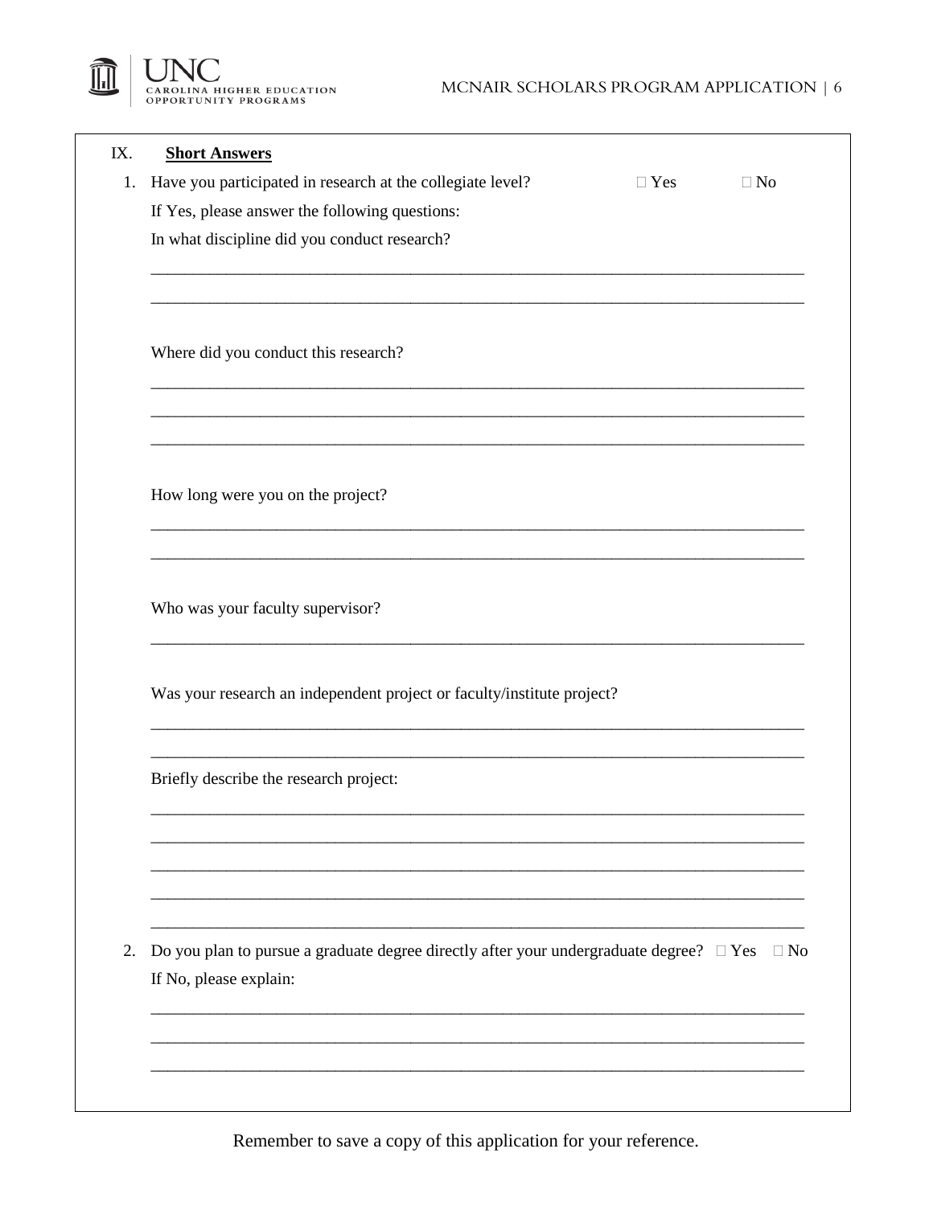## IX. Short Answers

1. Have you participated in research at the collegiate level? ☐ Yes ☐ No

   If Yes, please answer the following questions:

   In what discipline did you conduct research?

   \_\_\_\_\_\_\_\_\_\_\_\_\_\_\_\_\_\_\_\_\_\_\_\_\_\_\_\_\_\_\_\_\_\_\_\_\_\_\_\_\_\_\_\_\_\_\_\_\_\_\_\_\_\_\_\_\_\_\_\_

   \_\_\_\_\_\_\_\_\_\_\_\_\_\_\_\_\_\_\_\_\_\_\_\_\_\_\_\_\_\_\_\_\_\_\_\_\_\_\_\_\_\_\_\_\_\_\_\_\_\_\_\_\_\_\_\_\_\_\_\_

   Where did you conduct this research?

   \_\_\_\_\_\_\_\_\_\_\_\_\_\_\_\_\_\_\_\_\_\_\_\_\_\_\_\_\_\_\_\_\_\_\_\_\_\_\_\_\_\_\_\_\_\_\_\_\_\_\_\_\_\_\_\_\_\_\_\_

   \_\_\_\_\_\_\_\_\_\_\_\_\_\_\_\_\_\_\_\_\_\_\_\_\_\_\_\_\_\_\_\_\_\_\_\_\_\_\_\_\_\_\_\_\_\_\_\_\_\_\_\_\_\_\_\_\_\_\_\_

   \_\_\_\_\_\_\_\_\_\_\_\_\_\_\_\_\_\_\_\_\_\_\_\_\_\_\_\_\_\_\_\_\_\_\_\_\_\_\_\_\_\_\_\_\_\_\_\_\_\_\_\_\_\_\_\_\_\_\_\_

   How long were you on the project?

   \_\_\_\_\_\_\_\_\_\_\_\_\_\_\_\_\_\_\_\_\_\_\_\_\_\_\_\_\_\_\_\_\_\_\_\_\_\_\_\_\_\_\_\_\_\_\_\_\_\_\_\_\_\_\_\_\_\_\_\_

   \_\_\_\_\_\_\_\_\_\_\_\_\_\_\_\_\_\_\_\_\_\_\_\_\_\_\_\_\_\_\_\_\_\_\_\_\_\_\_\_\_\_\_\_\_\_\_\_\_\_\_\_\_\_\_\_\_\_\_\_

   Who was your faculty supervisor?

   \_\_\_\_\_\_\_\_\_\_\_\_\_\_\_\_\_\_\_\_\_\_\_\_\_\_\_\_\_\_\_\_\_\_\_\_\_\_\_\_\_\_\_\_\_\_\_\_\_\_\_\_\_\_\_\_\_\_\_\_

   Was your research an independent project or faculty/institute project?

   \_\_\_\_\_\_\_\_\_\_\_\_\_\_\_\_\_\_\_\_\_\_\_\_\_\_\_\_\_\_\_\_\_\_\_\_\_\_\_\_\_\_\_\_\_\_\_\_\_\_\_\_\_\_\_\_\_\_\_\_

   \_\_\_\_\_\_\_\_\_\_\_\_\_\_\_\_\_\_\_\_\_\_\_\_\_\_\_\_\_\_\_\_\_\_\_\_\_\_\_\_\_\_\_\_\_\_\_\_\_\_\_\_\_\_\_\_\_\_\_\_

   Briefly describe the research project:

   \_\_\_\_\_\_\_\_\_\_\_\_\_\_\_\_\_\_\_\_\_\_\_\_\_\_\_\_\_\_\_\_\_\_\_\_\_\_\_\_\_\_\_\_\_\_\_\_\_\_\_\_\_\_\_\_\_\_\_\_

   \_\_\_\_\_\_\_\_\_\_\_\_\_\_\_\_\_\_\_\_\_\_\_\_\_\_\_\_\_\_\_\_\_\_\_\_\_\_\_\_\_\_\_\_\_\_\_\_\_\_\_\_\_\_\_\_\_\_\_\_

   \_\_\_\_\_\_\_\_\_\_\_\_\_\_\_\_\_\_\_\_\_\_\_\_\_\_\_\_\_\_\_\_\_\_\_\_\_\_\_\_\_\_\_\_\_\_\_\_\_\_\_\_\_\_\_\_\_\_\_\_

   \_\_\_\_\_\_\_\_\_\_\_\_\_\_\_\_\_\_\_\_\_\_\_\_\_\_\_\_\_\_\_\_\_\_\_\_\_\_\_\_\_\_\_\_\_\_\_\_\_\_\_\_\_\_\_\_\_\_\_\_

   \_\_\_\_\_\_\_\_\_\_\_\_\_\_\_\_\_\_\_\_\_\_\_\_\_\_\_\_\_\_\_\_\_\_\_\_\_\_\_\_\_\_\_\_\_\_\_\_\_\_\_\_\_\_\_\_\_\_\_\_

2. Do you plan to pursue a graduate degree directly after your undergraduate degree? ☐ Yes ☐ No

   If No, please explain:

   \_\_\_\_\_\_\_\_\_\_\_\_\_\_\_\_\_\_\_\_\_\_\_\_\_\_\_\_\_\_\_\_\_\_\_\_\_\_\_\_\_\_\_\_\_\_\_\_\_\_\_\_\_\_\_\_\_\_\_\_

   \_\_\_\_\_\_\_\_\_\_\_\_\_\_\_\_\_\_\_\_\_\_\_\_\_\_\_\_\_\_\_\_\_\_\_\_\_\_\_\_\_\_\_\_\_\_\_\_\_\_\_\_\_\_\_\_\_\_\_\_

   \_\_\_\_\_\_\_\_\_\_\_\_\_\_\_\_\_\_\_\_\_\_\_\_\_\_\_\_\_\_\_\_\_\_\_\_\_\_\_\_\_\_\_\_\_\_\_\_\_\_\_\_\_\_\_\_\_\_\_\_

Remember to save a copy of this application for your reference.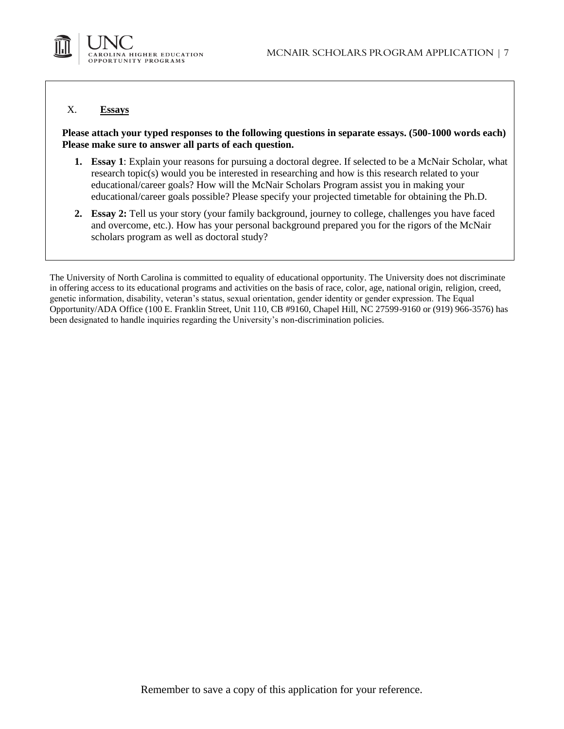## X. **Essays**

**Please attach your typed responses to the following questions in separate essays. (500-1000 words each) Please make sure to answer all parts of each question.**

1. **Essay 1**: Explain your reasons for pursuing a doctoral degree. If selected to be a McNair Scholar, what research topic(s) would you be interested in researching and how is this research related to your educational/career goals? How will the McNair Scholars Program assist you in making your educational/career goals possible? Please specify your projected timetable for obtaining the Ph.D.

2. **Essay 2:** Tell us your story (your family background, journey to college, challenges you have faced and overcome, etc.). How has your personal background prepared you for the rigors of the McNair scholars program as well as doctoral study?

The University of North Carolina is committed to equality of educational opportunity. The University does not discriminate in offering access to its educational programs and activities on the basis of race, color, age, national origin, religion, creed, genetic information, disability, veteran's status, sexual orientation, gender identity or gender expression. The Equal Opportunity/ADA Office (100 E. Franklin Street, Unit 110, CB #9160, Chapel Hill, NC 27599-9160 or (919) 966-3576) has been designated to handle inquiries regarding the University's non-discrimination policies.

Remember to save a copy of this application for your reference.